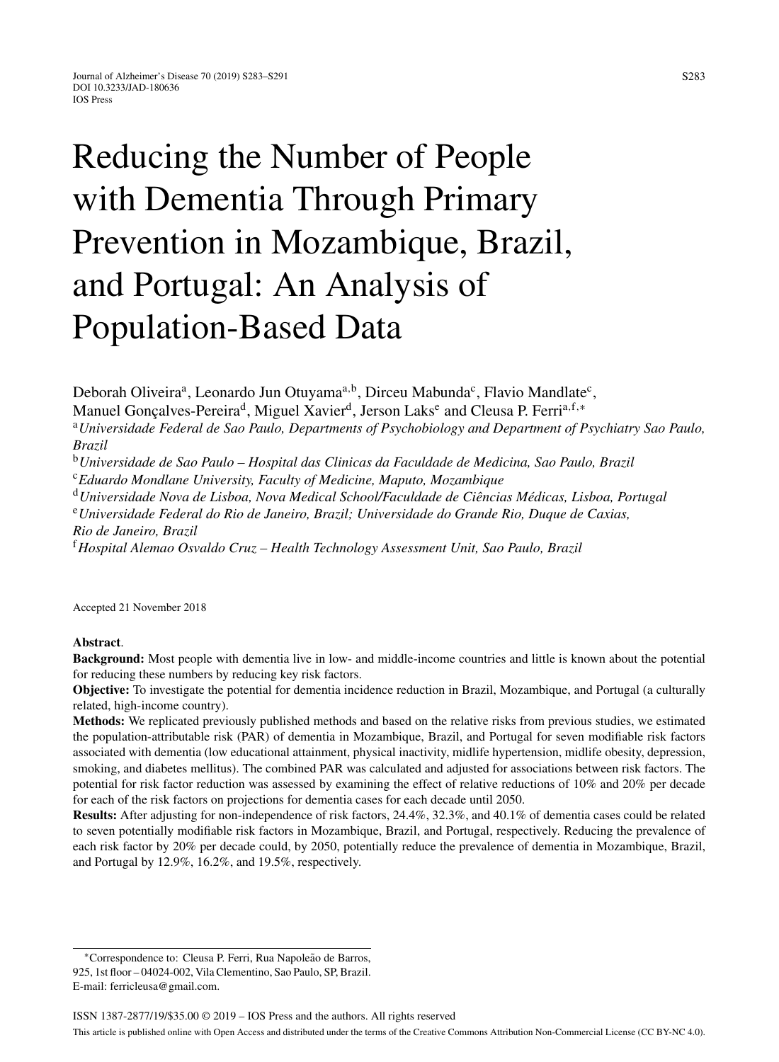# Reducing the Number of People with Dementia Through Primary Prevention in Mozambique, Brazil, and Portugal: An Analysis of Population-Based Data

Deborah Oliveira[a], Leonardo Jun Otuyama[a,b], Dirceu Mabunda[c], Flavio Mandlate[c], Manuel Gonçalves-Pereira[d], Miguel Xavier[d], Jerson Laks[e] and Cleusa P. Ferri[a,f,*]

[a] *Universidade Federal de Sao Paulo, Departments of Psychobiology and Department of Psychiatry Sao Paulo, Brazil*

[b] *Universidade de Sao Paulo – Hospital das Clinicas da Faculdade de Medicina, Sao Paulo, Brazil*

[c] *Eduardo Mondlane University, Faculty of Medicine, Maputo, Mozambique*

[d] *Universidade Nova de Lisboa, Nova Medical School/Faculdade de Ciências Médicas, Lisboa, Portugal*

[e] *Universidade Federal do Rio de Janeiro, Brazil; Universidade do Grande Rio, Duque de Caxias, Rio de Janeiro, Brazil*

[f] *Hospital Alemao Osvaldo Cruz – Health Technology Assessment Unit, Sao Paulo, Brazil*

Accepted 21 November 2018

**Abstract**.

**Background:** Most people with dementia live in low- and middle-income countries and little is known about the potential for reducing these numbers by reducing key risk factors.

**Objective:** To investigate the potential for dementia incidence reduction in Brazil, Mozambique, and Portugal (a culturally related, high-income country).

**Methods:** We replicated previously published methods and based on the relative risks from previous studies, we estimated the population-attributable risk (PAR) of dementia in Mozambique, Brazil, and Portugal for seven modifiable risk factors associated with dementia (low educational attainment, physical inactivity, midlife hypertension, midlife obesity, depression, smoking, and diabetes mellitus). The combined PAR was calculated and adjusted for associations between risk factors. The potential for risk factor reduction was assessed by examining the effect of relative reductions of 10% and 20% per decade for each of the risk factors on projections for dementia cases for each decade until 2050.

**Results:** After adjusting for non-independence of risk factors, 24.4%, 32.3%, and 40.1% of dementia cases could be related to seven potentially modifiable risk factors in Mozambique, Brazil, and Portugal, respectively. Reducing the prevalence of each risk factor by 20% per decade could, by 2050, potentially reduce the prevalence of dementia in Mozambique, Brazil, and Portugal by 12.9%, 16.2%, and 19.5%, respectively.

---

*Correspondence to: Cleusa P. Ferri, Rua Napoleão de Barros, 925, 1st floor – 04024-002, Vila Clementino, Sao Paulo, SP, Brazil. E-mail: ferricleusa@gmail.com.

ISSN 1387-2877/19/$35.00 © 2019 – IOS Press and the authors. All rights reserved

This article is published online with Open Access and distributed under the terms of the Creative Commons Attribution Non-Commercial License (CC BY-NC 4.0).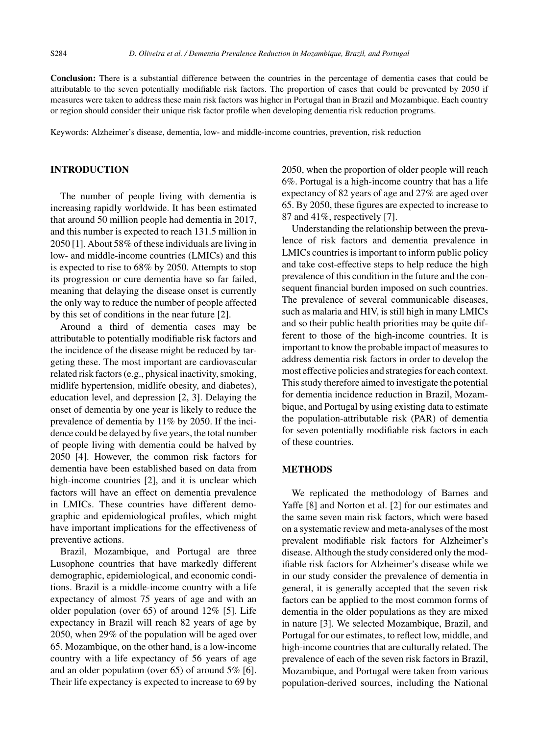**Conclusion:** There is a substantial difference between the countries in the percentage of dementia cases that could be attributable to the seven potentially modifiable risk factors. The proportion of cases that could be prevented by 2050 if measures were taken to address these main risk factors was higher in Portugal than in Brazil and Mozambique. Each country or region should consider their unique risk factor profile when developing dementia risk reduction programs.

Keywords: Alzheimer's disease, dementia, low- and middle-income countries, prevention, risk reduction

## INTRODUCTION

The number of people living with dementia is increasing rapidly worldwide. It has been estimated that around 50 million people had dementia in 2017, and this number is expected to reach 131.5 million in 2050 [1]. About 58% of these individuals are living in low- and middle-income countries (LMICs) and this is expected to rise to 68% by 2050. Attempts to stop its progression or cure dementia have so far failed, meaning that delaying the disease onset is currently the only way to reduce the number of people affected by this set of conditions in the near future [2].

Around a third of dementia cases may be attributable to potentially modifiable risk factors and the incidence of the disease might be reduced by targeting these. The most important are cardiovascular related risk factors (e.g., physical inactivity, smoking, midlife hypertension, midlife obesity, and diabetes), education level, and depression [2, 3]. Delaying the onset of dementia by one year is likely to reduce the prevalence of dementia by 11% by 2050. If the incidence could be delayed by five years, the total number of people living with dementia could be halved by 2050 [4]. However, the common risk factors for dementia have been established based on data from high-income countries [2], and it is unclear which factors will have an effect on dementia prevalence in LMICs. These countries have different demographic and epidemiological profiles, which might have important implications for the effectiveness of preventive actions.

Brazil, Mozambique, and Portugal are three Lusophone countries that have markedly different demographic, epidemiological, and economic conditions. Brazil is a middle-income country with a life expectancy of almost 75 years of age and with an older population (over 65) of around 12% [5]. Life expectancy in Brazil will reach 82 years of age by 2050, when 29% of the population will be aged over 65. Mozambique, on the other hand, is a low-income country with a life expectancy of 56 years of age and an older population (over 65) of around 5% [6]. Their life expectancy is expected to increase to 69 by 2050, when the proportion of older people will reach 6%. Portugal is a high-income country that has a life expectancy of 82 years of age and 27% are aged over 65. By 2050, these figures are expected to increase to 87 and 41%, respectively [7].

Understanding the relationship between the prevalence of risk factors and dementia prevalence in LMICs countries is important to inform public policy and take cost-effective steps to help reduce the high prevalence of this condition in the future and the consequent financial burden imposed on such countries. The prevalence of several communicable diseases, such as malaria and HIV, is still high in many LMICs and so their public health priorities may be quite different to those of the high-income countries. It is important to know the probable impact of measures to address dementia risk factors in order to develop the most effective policies and strategies for each context. This study therefore aimed to investigate the potential for dementia incidence reduction in Brazil, Mozambique, and Portugal by using existing data to estimate the population-attributable risk (PAR) of dementia for seven potentially modifiable risk factors in each of these countries.

## METHODS

We replicated the methodology of Barnes and Yaffe [8] and Norton et al. [2] for our estimates and the same seven main risk factors, which were based on a systematic review and meta-analyses of the most prevalent modifiable risk factors for Alzheimer's disease. Although the study considered only the modifiable risk factors for Alzheimer's disease while we in our study consider the prevalence of dementia in general, it is generally accepted that the seven risk factors can be applied to the most common forms of dementia in the older populations as they are mixed in nature [3]. We selected Mozambique, Brazil, and Portugal for our estimates, to reflect low, middle, and high-income countries that are culturally related. The prevalence of each of the seven risk factors in Brazil, Mozambique, and Portugal were taken from various population-derived sources, including the National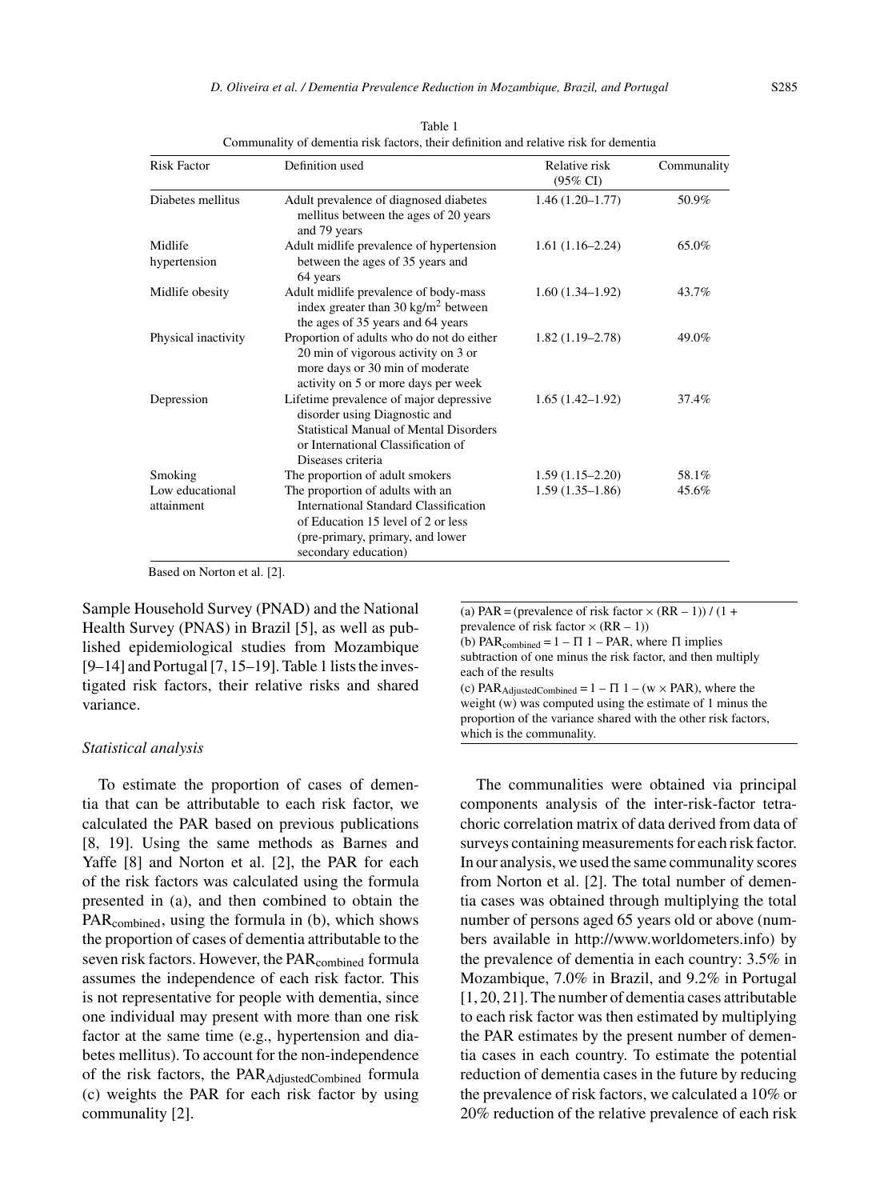Table 1
Communality of dementia risk factors, their definition and relative risk for dementia

| Risk Factor | Definition used | Relative risk (95% CI) | Communality |
|---|---|---|---|
| Diabetes mellitus | Adult prevalence of diagnosed diabetes mellitus between the ages of 20 years and 79 years | 1.46 (1.20–1.77) | 50.9% |
| Midlife hypertension | Adult midlife prevalence of hypertension between the ages of 35 years and 64 years | 1.61 (1.16–2.24) | 65.0% |
| Midlife obesity | Adult midlife prevalence of body-mass index greater than 30 kg/m$^2$ between the ages of 35 years and 64 years | 1.60 (1.34–1.92) | 43.7% |
| Physical inactivity | Proportion of adults who do not do either 20 min of vigorous activity on 3 or more days or 30 min of moderate activity on 5 or more days per week | 1.82 (1.19–2.78) | 49.0% |
| Depression | Lifetime prevalence of major depressive disorder using Diagnostic and Statistical Manual of Mental Disorders or International Classification of Diseases criteria | 1.65 (1.42–1.92) | 37.4% |
| Smoking | The proportion of adult smokers | 1.59 (1.15–2.20) | 58.1% |
| Low educational attainment | The proportion of adults with an International Standard Classification of Education 15 level of 2 or less (pre-primary, primary, and lower secondary education) | 1.59 (1.35–1.86) | 45.6% |

Based on Norton et al. [2].

Sample Household Survey (PNAD) and the National Health Survey (PNAS) in Brazil [5], as well as published epidemiological studies from Mozambique [9–14] and Portugal [7, 15–19]. Table 1 lists the investigated risk factors, their relative risks and shared variance.

### *Statistical analysis*

To estimate the proportion of cases of dementia that can be attributable to each risk factor, we calculated the PAR based on previous publications [8, 19]. Using the same methods as Barnes and Yaffe [8] and Norton et al. [2], the PAR for each of the risk factors was calculated using the formula presented in (a), and then combined to obtain the $PAR_{combined}$, using the formula in (b), which shows the proportion of cases of dementia attributable to the seven risk factors. However, the $PAR_{combined}$ formula assumes the independence of each risk factor. This is not representative for people with dementia, since one individual may present with more than one risk factor at the same time (e.g., hypertension and diabetes mellitus). To account for the non-independence of the risk factors, the $PAR_{AdjustedCombined}$ formula (c) weights the PAR for each risk factor by using communality [2].

(a) PAR = (prevalence of risk factor × (RR – 1)) / (1 + prevalence of risk factor × (RR – 1))
(b) $PAR_{combined} = 1 - \Pi\ 1 - PAR$, where $\Pi$ implies subtraction of one minus the risk factor, and then multiply each of the results
(c) $PAR_{AdjustedCombined} = 1 - \Pi\ 1 - (w \times PAR)$, where the weight (w) was computed using the estimate of 1 minus the proportion of the variance shared with the other risk factors, which is the communality.

The communalities were obtained via principal components analysis of the inter-risk-factor tetrachoric correlation matrix of data derived from data of surveys containing measurements for each risk factor. In our analysis, we used the same communality scores from Norton et al. [2]. The total number of dementia cases was obtained through multiplying the total number of persons aged 65 years old or above (numbers available in http://www.worldometers.info) by the prevalence of dementia in each country: 3.5% in Mozambique, 7.0% in Brazil, and 9.2% in Portugal [1, 20, 21]. The number of dementia cases attributable to each risk factor was then estimated by multiplying the PAR estimates by the present number of dementia cases in each country. To estimate the potential reduction of dementia cases in the future by reducing the prevalence of risk factors, we calculated a 10% or 20% reduction of the relative prevalence of each risk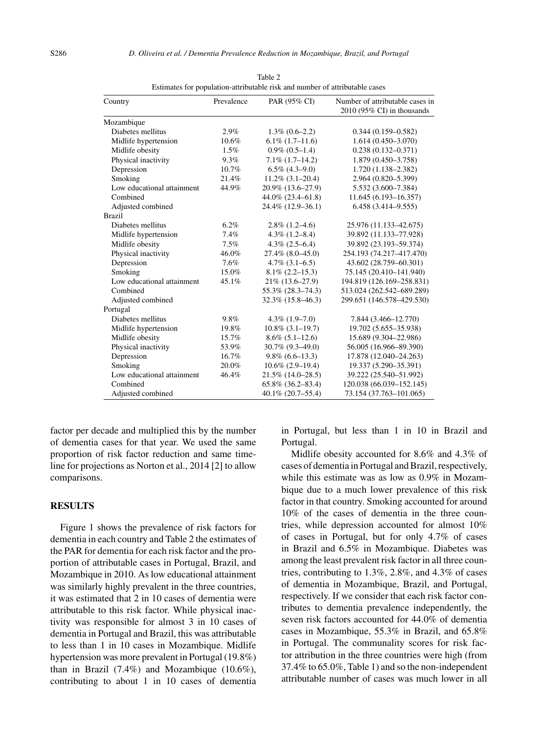Table 2
Estimates for population-attributable risk and number of attributable cases

| Country | Prevalence | PAR (95% CI) | Number of attributable cases in 2010 (95% CI) in thousands |
|---|---|---|---|
| Mozambique | | | |
| Diabetes mellitus | 2.9% | 1.3% (0.6–2.2) | 0.344 (0.159–0.582) |
| Midlife hypertension | 10.6% | 6.1% (1.7–11.6) | 1.614 (0.450–3.070) |
| Midlife obesity | 1.5% | 0.9% (0.5–1.4) | 0.238 (0.132–0.371) |
| Physical inactivity | 9.3% | 7.1% (1.7–14.2) | 1.879 (0.450–3.758) |
| Depression | 10.7% | 6.5% (4.3–9.0) | 1.720 (1.138–2.382) |
| Smoking | 21.4% | 11.2% (3.1–20.4) | 2.964 (0.820–5.399) |
| Low educational attainment | 44.9% | 20.9% (13.6–27.9) | 5.532 (3.600–7.384) |
| Combined | | 44.0% (23.4–61.8) | 11.645 (6.193–16.357) |
| Adjusted combined | | 24.4% (12.9–36.1) | 6.458 (3.414–9.555) |
| Brazil | | | |
| Diabetes mellitus | 6.2% | 2.8% (1.2–4.6) | 25.976 (11.133–42.675) |
| Midlife hypertension | 7.4% | 4.3% (1.2–8.4) | 39.892 (11.133–77.928) |
| Midlife obesity | 7.5% | 4.3% (2.5–6.4) | 39.892 (23.193–59.374) |
| Physical inactivity | 46.0% | 27.4% (8.0–45.0) | 254.193 (74.217–417.470) |
| Depression | 7.6% | 4.7% (3.1–6.5) | 43.602 (28.759–60.301) |
| Smoking | 15.0% | 8.1% (2.2–15.3) | 75.145 (20.410–141.940) |
| Low educational attainment | 45.1% | 21% (13.6–27.9) | 194.819 (126.169–258.831) |
| Combined | | 55.3% (28.3–74.3) | 513.024 (262.542–689.289) |
| Adjusted combined | | 32.3% (15.8–46.3) | 299.651 (146.578–429.530) |
| Portugal | | | |
| Diabetes mellitus | 9.8% | 4.3% (1.9–7.0) | 7.844 (3.466–12.770) |
| Midlife hypertension | 19.8% | 10.8% (3.1–19.7) | 19.702 (5.655–35.938) |
| Midlife obesity | 15.7% | 8.6% (5.1–12.6) | 15.689 (9.304–22.986) |
| Physical inactivity | 53.9% | 30.7% (9.3–49.0) | 56.005 (16.966–89.390) |
| Depression | 16.7% | 9.8% (6.6–13.3) | 17.878 (12.040–24.263) |
| Smoking | 20.0% | 10.6% (2.9–19.4) | 19.337 (5.290–35.391) |
| Low educational attainment | 46.4% | 21.5% (14.0–28.5) | 39.222 (25.540–51.992) |
| Combined | | 65.8% (36.2–83.4) | 120.038 (66.039–152.145) |
| Adjusted combined | | 40.1% (20.7–55.4) | 73.154 (37.763–101.065) |

factor per decade and multiplied this by the number of dementia cases for that year. We used the same proportion of risk factor reduction and same timeline for projections as Norton et al., 2014 [2] to allow comparisons.

## RESULTS

Figure 1 shows the prevalence of risk factors for dementia in each country and Table 2 the estimates of the PAR for dementia for each risk factor and the proportion of attributable cases in Portugal, Brazil, and Mozambique in 2010. As low educational attainment was similarly highly prevalent in the three countries, it was estimated that 2 in 10 cases of dementia were attributable to this risk factor. While physical inactivity was responsible for almost 3 in 10 cases of dementia in Portugal and Brazil, this was attributable to less than 1 in 10 cases in Mozambique. Midlife hypertension was more prevalent in Portugal (19.8%) than in Brazil (7.4%) and Mozambique (10.6%), contributing to about 1 in 10 cases of dementia in Portugal, but less than 1 in 10 in Brazil and Portugal.

Midlife obesity accounted for 8.6% and 4.3% of cases of dementia in Portugal and Brazil, respectively, while this estimate was as low as 0.9% in Mozambique due to a much lower prevalence of this risk factor in that country. Smoking accounted for around 10% of the cases of dementia in the three countries, while depression accounted for almost 10% of cases in Portugal, but for only 4.7% of cases in Brazil and 6.5% in Mozambique. Diabetes was among the least prevalent risk factor in all three countries, contributing to 1.3%, 2.8%, and 4.3% of cases of dementia in Mozambique, Brazil, and Portugal, respectively. If we consider that each risk factor contributes to dementia prevalence independently, the seven risk factors accounted for 44.0% of dementia cases in Mozambique, 55.3% in Brazil, and 65.8% in Portugal. The communality scores for risk factor attribution in the three countries were high (from 37.4% to 65.0%, Table 1) and so the non-independent attributable number of cases was much lower in all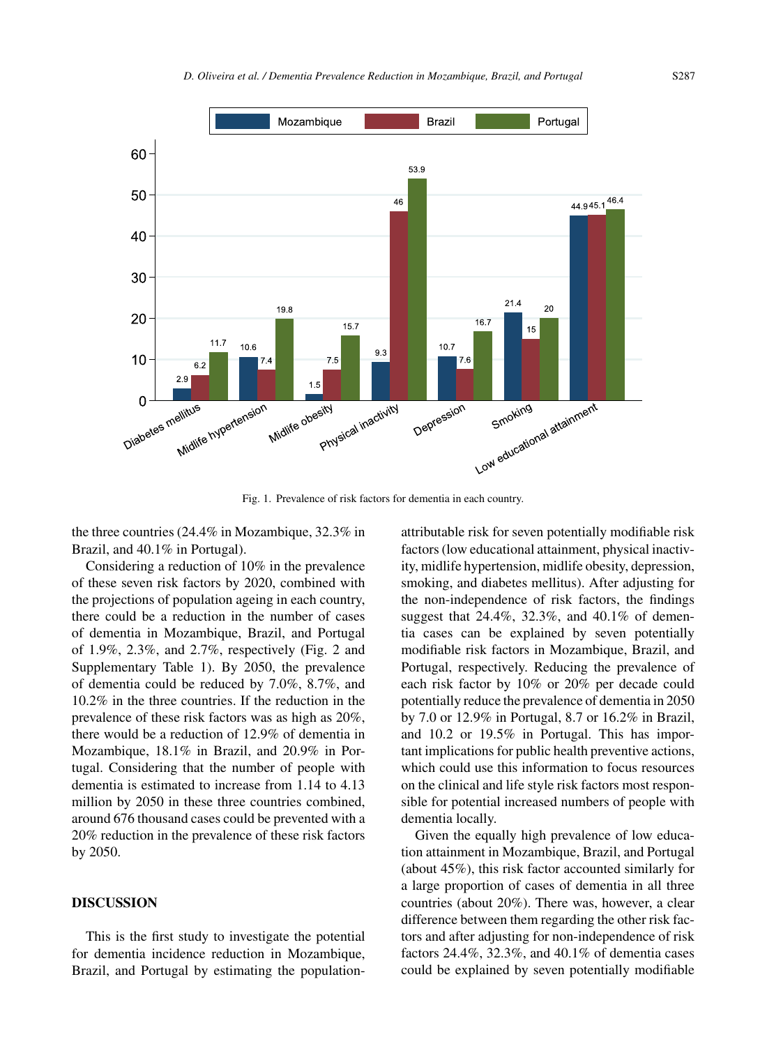Fig. 1. Prevalence of risk factors for dementia in each country.

the three countries (24.4% in Mozambique, 32.3% in Brazil, and 40.1% in Portugal).

Considering a reduction of 10% in the prevalence of these seven risk factors by 2020, combined with the projections of population ageing in each country, there could be a reduction in the number of cases of dementia in Mozambique, Brazil, and Portugal of 1.9%, 2.3%, and 2.7%, respectively (Fig. 2 and Supplementary Table 1). By 2050, the prevalence of dementia could be reduced by 7.0%, 8.7%, and 10.2% in the three countries. If the reduction in the prevalence of these risk factors was as high as 20%, there would be a reduction of 12.9% of dementia in Mozambique, 18.1% in Brazil, and 20.9% in Portugal. Considering that the number of people with dementia is estimated to increase from 1.14 to 4.13 million by 2050 in these three countries combined, around 676 thousand cases could be prevented with a 20% reduction in the prevalence of these risk factors by 2050.

## DISCUSSION

This is the first study to investigate the potential for dementia incidence reduction in Mozambique, Brazil, and Portugal by estimating the population-attributable risk for seven potentially modifiable risk factors (low educational attainment, physical inactivity, midlife hypertension, midlife obesity, depression, smoking, and diabetes mellitus). After adjusting for the non-independence of risk factors, the findings suggest that 24.4%, 32.3%, and 40.1% of dementia cases can be explained by seven potentially modifiable risk factors in Mozambique, Brazil, and Portugal, respectively. Reducing the prevalence of each risk factor by 10% or 20% per decade could potentially reduce the prevalence of dementia in 2050 by 7.0 or 12.9% in Portugal, 8.7 or 16.2% in Brazil, and 10.2 or 19.5% in Portugal. This has important implications for public health preventive actions, which could use this information to focus resources on the clinical and life style risk factors most responsible for potential increased numbers of people with dementia locally.

Given the equally high prevalence of low education attainment in Mozambique, Brazil, and Portugal (about 45%), this risk factor accounted similarly for a large proportion of cases of dementia in all three countries (about 20%). There was, however, a clear difference between them regarding the other risk factors and after adjusting for non-independence of risk factors 24.4%, 32.3%, and 40.1% of dementia cases could be explained by seven potentially modifiable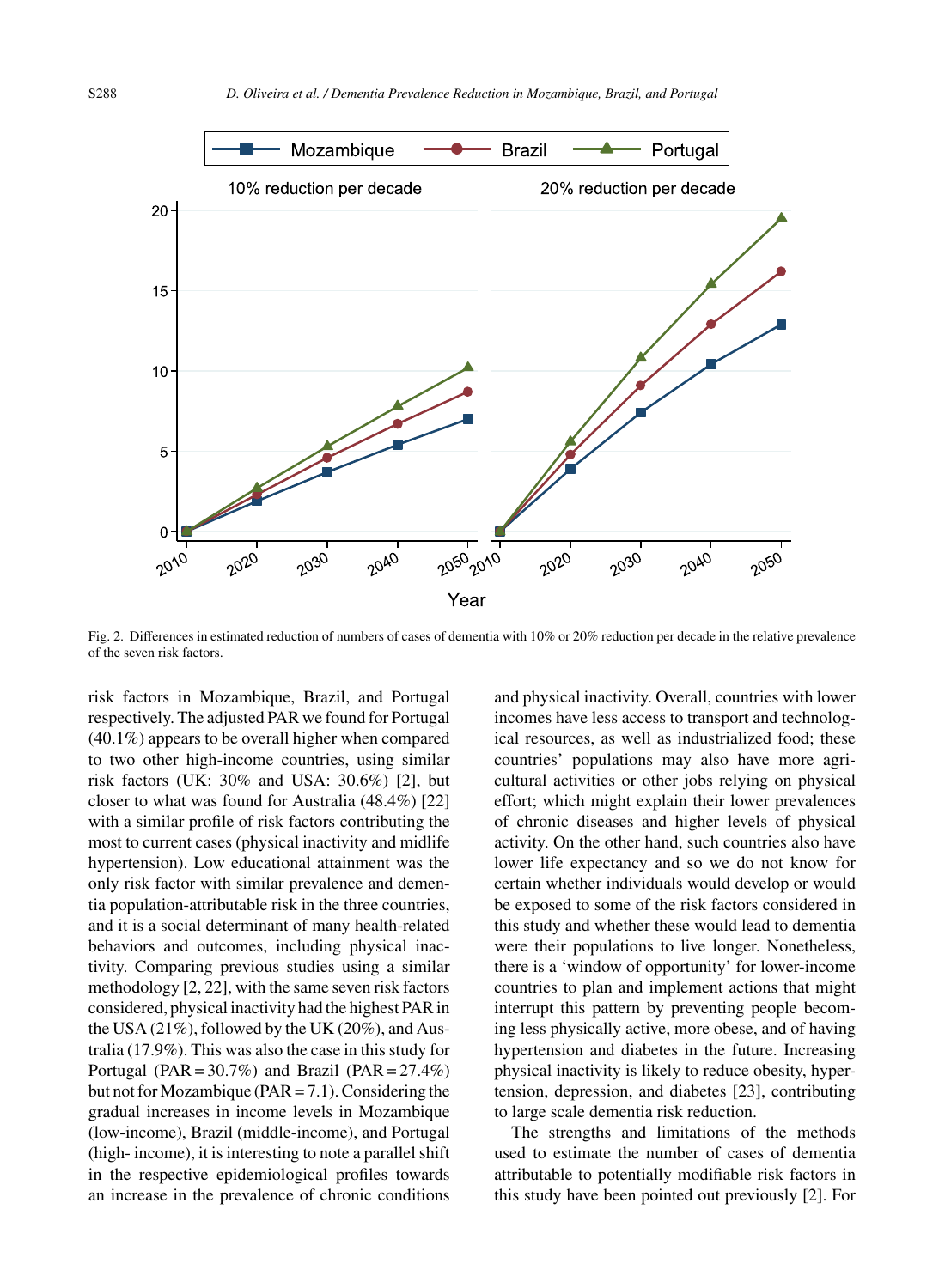Fig. 2. Differences in estimated reduction of numbers of cases of dementia with 10% or 20% reduction per decade in the relative prevalence of the seven risk factors.

risk factors in Mozambique, Brazil, and Portugal respectively. The adjusted PAR we found for Portugal (40.1%) appears to be overall higher when compared to two other high-income countries, using similar risk factors (UK: 30% and USA: 30.6%) [2], but closer to what was found for Australia (48.4%) [22] with a similar profile of risk factors contributing the most to current cases (physical inactivity and midlife hypertension). Low educational attainment was the only risk factor with similar prevalence and dementia population-attributable risk in the three countries, and it is a social determinant of many health-related behaviors and outcomes, including physical inactivity. Comparing previous studies using a similar methodology [2, 22], with the same seven risk factors considered, physical inactivity had the highest PAR in the USA (21%), followed by the UK (20%), and Australia (17.9%). This was also the case in this study for Portugal (PAR = 30.7%) and Brazil (PAR = 27.4%) but not for Mozambique (PAR = 7.1). Considering the gradual increases in income levels in Mozambique (low-income), Brazil (middle-income), and Portugal (high- income), it is interesting to note a parallel shift in the respective epidemiological profiles towards an increase in the prevalence of chronic conditions and physical inactivity. Overall, countries with lower incomes have less access to transport and technological resources, as well as industrialized food; these countries' populations may also have more agricultural activities or other jobs relying on physical effort; which might explain their lower prevalences of chronic diseases and higher levels of physical activity. On the other hand, such countries also have lower life expectancy and so we do not know for certain whether individuals would develop or would be exposed to some of the risk factors considered in this study and whether these would lead to dementia were their populations to live longer. Nonetheless, there is a 'window of opportunity' for lower-income countries to plan and implement actions that might interrupt this pattern by preventing people becoming less physically active, more obese, and of having hypertension and diabetes in the future. Increasing physical inactivity is likely to reduce obesity, hypertension, depression, and diabetes [23], contributing to large scale dementia risk reduction.

The strengths and limitations of the methods used to estimate the number of cases of dementia attributable to potentially modifiable risk factors in this study have been pointed out previously [2]. For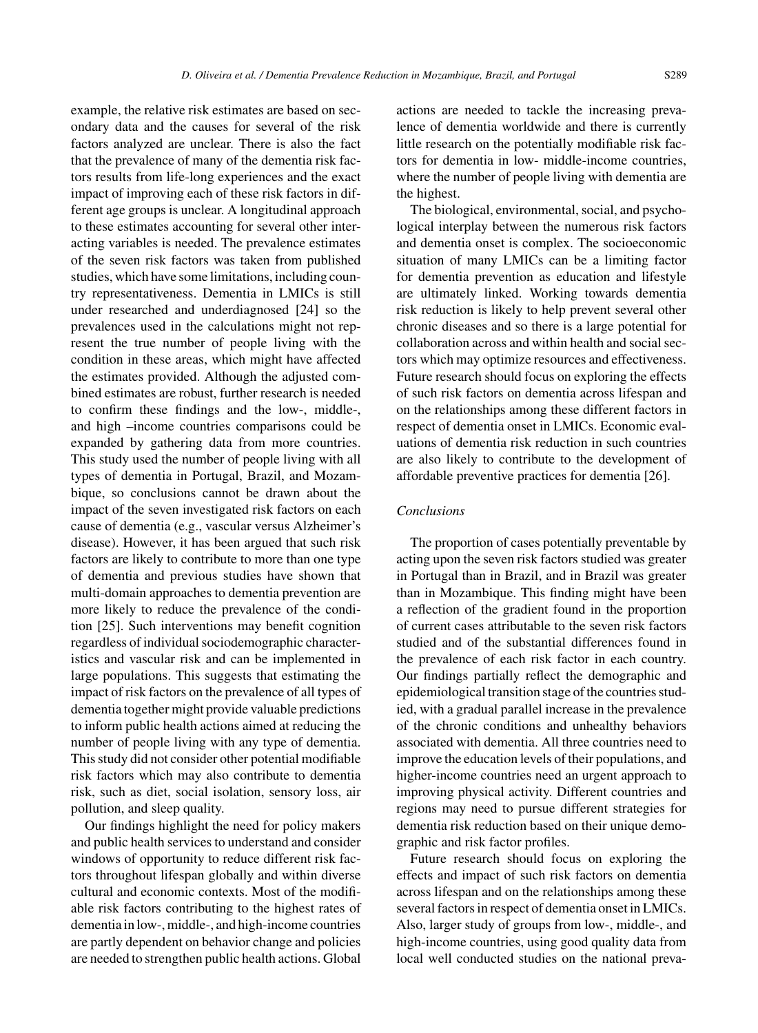example, the relative risk estimates are based on secondary data and the causes for several of the risk factors analyzed are unclear. There is also the fact that the prevalence of many of the dementia risk factors results from life-long experiences and the exact impact of improving each of these risk factors in different age groups is unclear. A longitudinal approach to these estimates accounting for several other interacting variables is needed. The prevalence estimates of the seven risk factors was taken from published studies, which have some limitations, including country representativeness. Dementia in LMICs is still under researched and underdiagnosed [24] so the prevalences used in the calculations might not represent the true number of people living with the condition in these areas, which might have affected the estimates provided. Although the adjusted combined estimates are robust, further research is needed to confirm these findings and the low-, middle-, and high –income countries comparisons could be expanded by gathering data from more countries. This study used the number of people living with all types of dementia in Portugal, Brazil, and Mozambique, so conclusions cannot be drawn about the impact of the seven investigated risk factors on each cause of dementia (e.g., vascular versus Alzheimer's disease). However, it has been argued that such risk factors are likely to contribute to more than one type of dementia and previous studies have shown that multi-domain approaches to dementia prevention are more likely to reduce the prevalence of the condition [25]. Such interventions may benefit cognition regardless of individual sociodemographic characteristics and vascular risk and can be implemented in large populations. This suggests that estimating the impact of risk factors on the prevalence of all types of dementia together might provide valuable predictions to inform public health actions aimed at reducing the number of people living with any type of dementia. This study did not consider other potential modifiable risk factors which may also contribute to dementia risk, such as diet, social isolation, sensory loss, air pollution, and sleep quality.

Our findings highlight the need for policy makers and public health services to understand and consider windows of opportunity to reduce different risk factors throughout lifespan globally and within diverse cultural and economic contexts. Most of the modifiable risk factors contributing to the highest rates of dementia in low-, middle-, and high-income countries are partly dependent on behavior change and policies are needed to strengthen public health actions. Global actions are needed to tackle the increasing prevalence of dementia worldwide and there is currently little research on the potentially modifiable risk factors for dementia in low- middle-income countries, where the number of people living with dementia are the highest.

The biological, environmental, social, and psychological interplay between the numerous risk factors and dementia onset is complex. The socioeconomic situation of many LMICs can be a limiting factor for dementia prevention as education and lifestyle are ultimately linked. Working towards dementia risk reduction is likely to help prevent several other chronic diseases and so there is a large potential for collaboration across and within health and social sectors which may optimize resources and effectiveness. Future research should focus on exploring the effects of such risk factors on dementia across lifespan and on the relationships among these different factors in respect of dementia onset in LMICs. Economic evaluations of dementia risk reduction in such countries are also likely to contribute to the development of affordable preventive practices for dementia [26].

## *Conclusions*

The proportion of cases potentially preventable by acting upon the seven risk factors studied was greater in Portugal than in Brazil, and in Brazil was greater than in Mozambique. This finding might have been a reflection of the gradient found in the proportion of current cases attributable to the seven risk factors studied and of the substantial differences found in the prevalence of each risk factor in each country. Our findings partially reflect the demographic and epidemiological transition stage of the countries studied, with a gradual parallel increase in the prevalence of the chronic conditions and unhealthy behaviors associated with dementia. All three countries need to improve the education levels of their populations, and higher-income countries need an urgent approach to improving physical activity. Different countries and regions may need to pursue different strategies for dementia risk reduction based on their unique demographic and risk factor profiles.

Future research should focus on exploring the effects and impact of such risk factors on dementia across lifespan and on the relationships among these several factors in respect of dementia onset in LMICs. Also, larger study of groups from low-, middle-, and high-income countries, using good quality data from local well conducted studies on the national preva-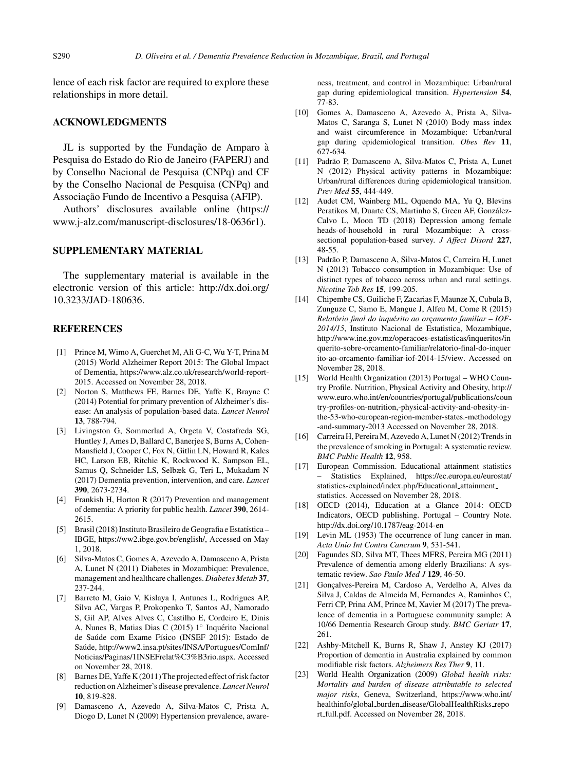lence of each risk factor are required to explore these relationships in more detail.

## ACKNOWLEDGMENTS

JL is supported by the Fundação de Amparo à Pesquisa do Estado do Rio de Janeiro (FAPERJ) and by Conselho Nacional de Pesquisa (CNPq) and CF by the Conselho Nacional de Pesquisa (CNPq) and Associação Fundo de Incentivo a Pesquisa (AFIP).

Authors' disclosures available online (https://www.j-alz.com/manuscript-disclosures/18-0636r1).

## SUPPLEMENTARY MATERIAL

The supplementary material is available in the electronic version of this article: http://dx.doi.org/10.3233/JAD-180636.

## REFERENCES

[1] Prince M, Wimo A, Guerchet M, Ali G-C, Wu Y-T, Prina M (2015) World Alzheimer Report 2015: The Global Impact of Dementia, https://www.alz.co.uk/research/world-report-2015. Accessed on November 28, 2018.

[2] Norton S, Matthews FE, Barnes DE, Yaffe K, Brayne C (2014) Potential for primary prevention of Alzheimer's disease: An analysis of population-based data. *Lancet Neurol* **13**, 788-794.

[3] Livingston G, Sommerlad A, Orgeta V, Costafreda SG, Huntley J, Ames D, Ballard C, Banerjee S, Burns A, Cohen-Mansfield J, Cooper C, Fox N, Gitlin LN, Howard R, Kales HC, Larson EB, Ritchie K, Rockwood K, Sampson EL, Samus Q, Schneider LS, Selbæk G, Teri L, Mukadam N (2017) Dementia prevention, intervention, and care. *Lancet* **390**, 2673-2734.

[4] Frankish H, Horton R (2017) Prevention and management of dementia: A priority for public health. *Lancet* **390**, 2614-2615.

[5] Brasil (2018) Instituto Brasileiro de Geografia e Estatística – IBGE, https://ww2.ibge.gov.br/english/, Accessed on May 1, 2018.

[6] Silva-Matos C, Gomes A, Azevedo A, Damasceno A, Prista A, Lunet N (2011) Diabetes in Mozambique: Prevalence, management and healthcare challenges. *Diabetes Metab* **37**, 237-244.

[7] Barreto M, Gaio V, Kislaya I, Antunes L, Rodrigues AP, Silva AC, Vargas P, Prokopenko T, Santos AJ, Namorado S, Gil AP, Alves Alves C, Castilho E, Cordeiro E, Dinis A, Nunes B, Matias Dias C (2015) 1° Inquérito Nacional de Saúde com Exame Físico (INSEF 2015): Estado de Saúde, http://www2.insa.pt/sites/INSA/Portugues/ComInf/Noticias/Paginas/1INSEFrelat%C3%B3rio.aspx. Accessed on November 28, 2018.

[8] Barnes DE, Yaffe K (2011) The projected effect of risk factor reduction on Alzheimer's disease prevalence. *Lancet Neurol* **10**, 819-828.

[9] Damasceno A, Azevedo A, Silva-Matos C, Prista A, Diogo D, Lunet N (2009) Hypertension prevalence, awareness, treatment, and control in Mozambique: Urban/rural gap during epidemiological transition. *Hypertension* **54**, 77-83.

[10] Gomes A, Damasceno A, Azevedo A, Prista A, Silva-Matos C, Saranga S, Lunet N (2010) Body mass index and waist circumference in Mozambique: Urban/rural gap during epidemiological transition. *Obes Rev* **11**, 627-634.

[11] Padrão P, Damasceno A, Silva-Matos C, Prista A, Lunet N (2012) Physical activity patterns in Mozambique: Urban/rural differences during epidemiological transition. *Prev Med* **55**, 444-449.

[12] Audet CM, Wainberg ML, Oquendo MA, Yu Q, Blevins Peratikos M, Duarte CS, Martinho S, Green AF, González-Calvo L, Moon TD (2018) Depression among female heads-of-household in rural Mozambique: A cross-sectional population-based survey. *J Affect Disord* **227**, 48-55.

[13] Padrão P, Damasceno A, Silva-Matos C, Carreira H, Lunet N (2013) Tobacco consumption in Mozambique: Use of distinct types of tobacco across urban and rural settings. *Nicotine Tob Res* **15**, 199-205.

[14] Chipembe CS, Guiliche F, Zacarias F, Maunze X, Cubula B, Zunguze C, Samo E, Mangue J, Alfeu M, Come R (2015) *Relatório final do inquérito ao orçamento familiar – IOF-2014/15*, Instituto Nacional de Estatistica, Mozambique, http://www.ine.gov.mz/operacoes-estatisticas/inqueritos/inquerito-sobre-orcamento-familiar/relatorio-final-do-inquerito-ao-orcamento-familiar-iof-2014-15/view. Accessed on November 28, 2018.

[15] World Health Organization (2013) Portugal – WHO Country Profile. Nutrition, Physical Activity and Obesity, http://www.euro.who.int/en/countries/portugal/publications/country-profiles-on-nutrition,-physical-activity-and-obesity-in-the-53-who-european-region-member-states.-methodology-and-summary-2013 Accessed on November 28, 2018.

[16] Carreira H, Pereira M, Azevedo A, Lunet N (2012) Trends in the prevalence of smoking in Portugal: A systematic review. *BMC Public Health* **12**, 958.

[17] European Commission. Educational attainment statistics – Statistics Explained, https://ec.europa.eu/eurostat/statistics-explained/index.php/Educational_attainment_statistics. Accessed on November 28, 2018.

[18] OECD (2014), Education at a Glance 2014: OECD Indicators, OECD publishing. Portugal – Country Note. http://dx.doi.org/10.1787/eag-2014-en

[19] Levin ML (1953) The occurrence of lung cancer in man. *Acta Unio Int Contra Cancrum* **9**, 531-541.

[20] Fagundes SD, Silva MT, Thees MFRS, Pereira MG (2011) Prevalence of dementia among elderly Brazilians: A systematic review. *Sao Paulo Med J* **129**, 46-50.

[21] Gonçalves-Pereira M, Cardoso A, Verdelho A, Alves da Silva J, Caldas de Almeida M, Fernandes A, Raminhos C, Ferri CP, Prina AM, Prince M, Xavier M (2017) The prevalence of dementia in a Portuguese community sample: A 10/66 Dementia Research Group study. *BMC Geriatr* **17**, 261.

[22] Ashby-Mitchell K, Burns R, Shaw J, Anstey KJ (2017) Proportion of dementia in Australia explained by common modifiable risk factors. *Alzheimers Res Ther* **9**, 11.

[23] World Health Organization (2009) *Global health risks: Mortality and burden of disease attributable to selected major risks*, Geneva, Switzerland, https://www.who.int/healthinfo/global_burden_disease/GlobalHealthRisks_report_full.pdf. Accessed on November 28, 2018.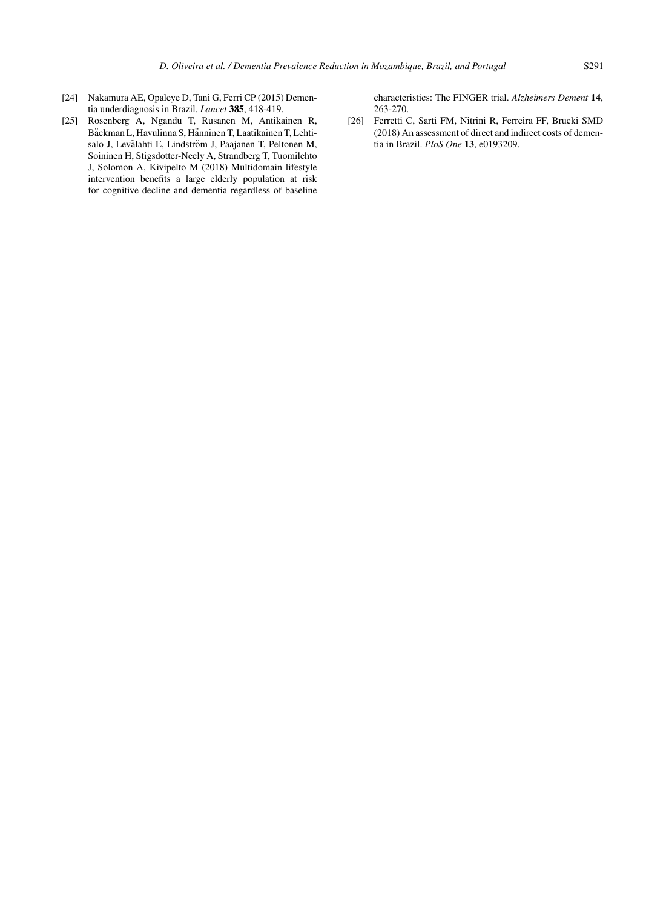[24] Nakamura AE, Opaleye D, Tani G, Ferri CP (2015) Dementia underdiagnosis in Brazil. *Lancet* **385**, 418-419.

[25] Rosenberg A, Ngandu T, Rusanen M, Antikainen R, Bäckman L, Havulinna S, Hänninen T, Laatikainen T, Lehtisalo J, Levälahti E, Lindström J, Paajanen T, Peltonen M, Soininen H, Stigsdotter-Neely A, Strandberg T, Tuomilehto J, Solomon A, Kivipelto M (2018) Multidomain lifestyle intervention benefits a large elderly population at risk for cognitive decline and dementia regardless of baseline characteristics: The FINGER trial. *Alzheimers Dement* **14**, 263-270.

[26] Ferretti C, Sarti FM, Nitrini R, Ferreira FF, Brucki SMD (2018) An assessment of direct and indirect costs of dementia in Brazil. *PloS One* **13**, e0193209.